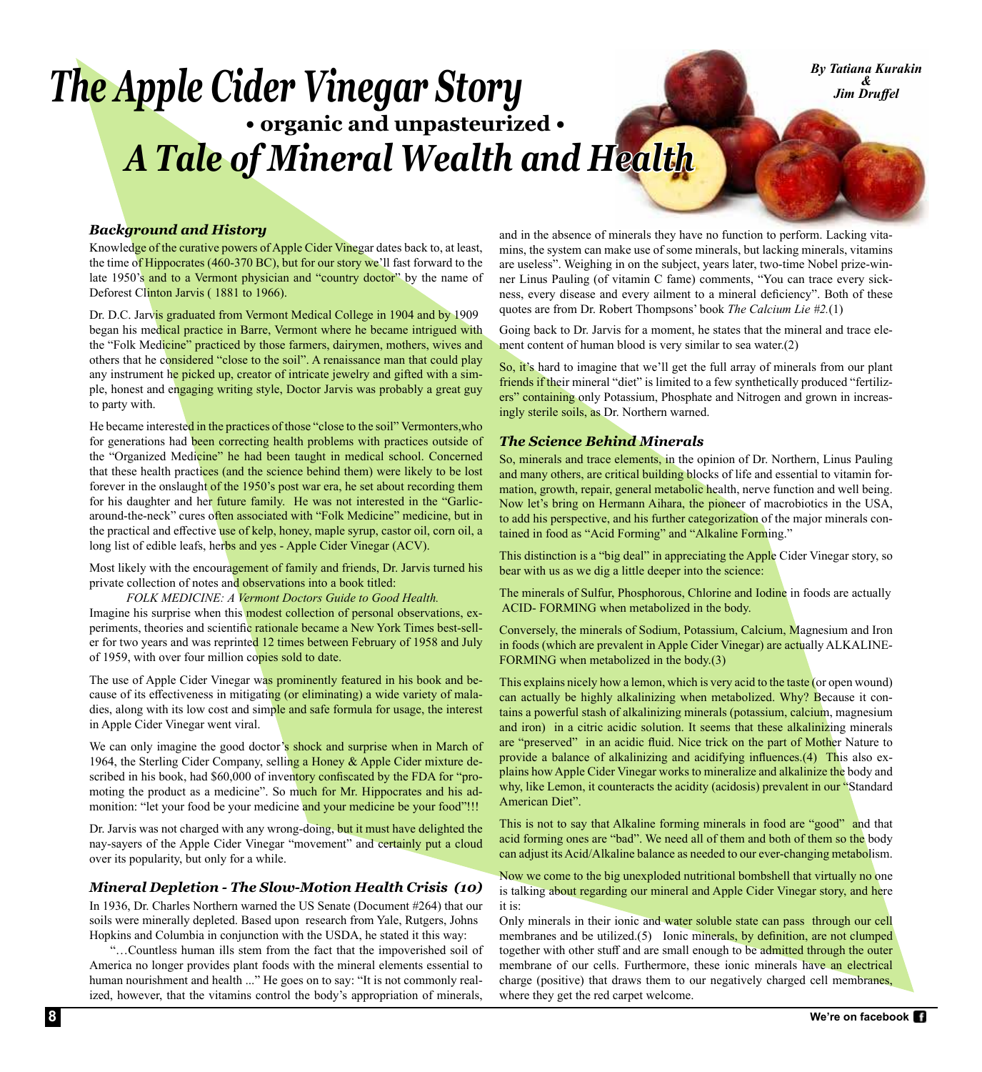# The Apple Cider Vinegar Story

**• organic and unpasteurized •**

## *A Tale of Mineral Wealth and Health*

*By Tatiana Kurakin & Jim Druffel*

### *Background and History*

Knowledge of the curative powers of Apple Cider Vinegar dates back to, at least, the time of Hippocrates (460-370 BC), but for our story we'll fast forward to the late 1950's and to a Vermont physician and "country doctor" by the name of Deforest Clinton Jarvis ( 1881 to 1966).

Dr. D.C. Jarvis graduated from Vermont Medical College in 1904 and by 1909 began his medical practice in Barre, Vermont where he became intrigued with the "Folk Medicine" practiced by those farmers, dairymen, mothers, wives and others that he considered "close to the soil". A renaissance man that could play any instrument he picked up, creator of intricate jewelry and gifted with a simple, honest and engaging writing style, Doctor Jarvis was probably a great guy to party with.

He became interested in the practices of those "close to the soil" Vermonters,who for generations had been correcting health problems with practices outside of the "Organized Medicine" he had been taught in medical school. Concerned that these health practices (and the science behind them) were likely to be lost forever in the onslaught of the 1950's post war era, he set about recording them for his daughter and her future family. He was not interested in the "Garlic-around-the-neck" cures often associated with "Folk Medicine" medicine, but in the practical and effective use of kelp, honey, maple syrup, castor oil, corn oil, a long list of edible leafs, herbs and yes - Apple Cider Vinegar (ACV).

Most likely with the encouragement of family and friends, Dr. Jarvis turned his private collection of notes and observations into a book titled:

*FOLK MEDICINE: A Vermont Doctors Guide to Good Health.*

Imagine his surprise when this modest collection of personal observations, experiments, theories and scientific rationale became a New York Times best-seller for two years and was reprinted 12 times between February of 1958 and July of 1959, with over four million copies sold to date.

The use of Apple Cider Vinegar was prominently featured in his book and because of its effectiveness in mitigating (or eliminating) a wide variety of maladies, along with its low cost and simple and safe formula for usage, the interest in Apple Cider Vinegar went viral.

We can only imagine the good doctor's shock and surprise when in March of 1964, the Sterling Cider Company, selling a Honey & Apple Cider mixture described in his book, had $60,000 of inventory confiscated by the FDA for "promoting the product as a medicine". So much for Mr. Hippocrates and his admonition: "let your food be your medicine and your medicine be your food"!!!

Dr. Jarvis was not charged with any wrong-doing, but it must have delighted the nay-sayers of the Apple Cider Vinegar "movement" and certainly put a cloud over its popularity, but only for a while.

### *Mineral Depletion - The Slow-Motion Health Crisis (10)*

In 1936, Dr. Charles Northern warned the US Senate (Document #264) that our soils were minerally depleted. Based upon research from Yale, Rutgers, Johns Hopkins and Columbia in conjunction with the USDA, he stated it this way:

"…Countless human ills stem from the fact that the impoverished soil of America no longer provides plant foods with the mineral elements essential to human nourishment and health ..." He goes on to say: "It is not commonly realized, however, that the vitamins control the body's appropriation of minerals, and in the absence of minerals they have no function to perform. Lacking vitamins, the system can make use of some minerals, but lacking minerals, vitamins are useless". Weighing in on the subject, years later, two-time Nobel prize-winner Linus Pauling (of vitamin C fame) comments, "You can trace every sickness, every disease and every ailment to a mineral deficiency". Both of these quotes are from Dr. Robert Thompsons' book *The Calcium Lie #2.*(1)

Going back to Dr. Jarvis for a moment, he states that the mineral and trace element content of human blood is very similar to sea water.(2)

So, it's hard to imagine that we'll get the full array of minerals from our plant friends if their mineral "diet" is limited to a few synthetically produced "fertilizers" containing only Potassium, Phosphate and Nitrogen and grown in increasingly sterile soils, as Dr. Northern warned.

### *The Science Behind Minerals*

So, minerals and trace elements, in the opinion of Dr. Northern, Linus Pauling and many others, are critical building blocks of life and essential to vitamin formation, growth, repair, general metabolic health, nerve function and well being. Now let's bring on Hermann Aihara, the pioneer of macrobiotics in the USA, to add his perspective, and his further categorization of the major minerals contained in food as "Acid Forming" and "Alkaline Forming."

This distinction is a "big deal" in appreciating the Apple Cider Vinegar story, so bear with us as we dig a little deeper into the science:

The minerals of Sulfur, Phosphorous, Chlorine and Iodine in foods are actually ACID- FORMING when metabolized in the body.

Conversely, the minerals of Sodium, Potassium, Calcium, Magnesium and Iron in foods (which are prevalent in Apple Cider Vinegar) are actually ALKALINE-FORMING when metabolized in the body.(3)

This explains nicely how a lemon, which is very acid to the taste (or open wound) can actually be highly alkalinizing when metabolized. Why? Because it contains a powerful stash of alkalinizing minerals (potassium, calcium, magnesium and iron) in a citric acidic solution. It seems that these alkalinizing minerals are "preserved" in an acidic fluid. Nice trick on the part of Mother Nature to provide a balance of alkalinizing and acidifying influences.(4) This also explains how Apple Cider Vinegar works to mineralize and alkalinize the body and why, like Lemon, it counteracts the acidity (acidosis) prevalent in our "Standard American Diet".

This is not to say that Alkaline forming minerals in food are "good" and that acid forming ones are "bad". We need all of them and both of them so the body can adjust its Acid/Alkaline balance as needed to our ever-changing metabolism.

Now we come to the big unexploded nutritional bombshell that virtually no one is talking about regarding our mineral and Apple Cider Vinegar story, and here it is:

Only minerals in their ionic and water soluble state can pass through our cell membranes and be utilized.(5) Ionic minerals, by definition, are not clumped together with other stuff and are small enough to be admitted through the outer membrane of our cells. Furthermore, these ionic minerals have an electrical charge (positive) that draws them to our negatively charged cell membranes, where they get the red carpet welcome.

**We're on facebook**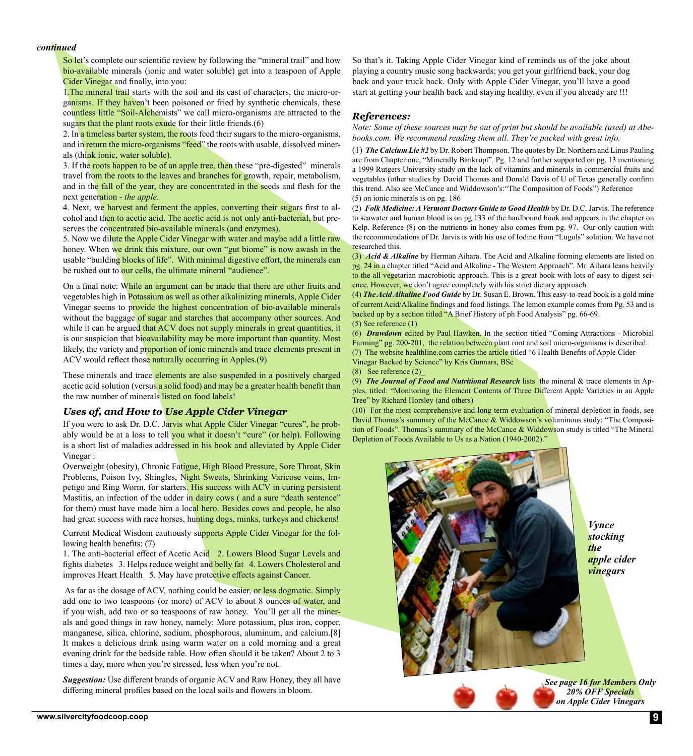*continued*

So let's complete our scientific review by following the "mineral trail" and how bio-available minerals (ionic and water soluble) get into a teaspoon of Apple Cider Vinegar and finally, into you:

1.The mineral trail starts with the soil and its cast of characters, the micro-organisms. If they haven't been poisoned or fried by synthetic chemicals, these countless little "Soil-Alchemists" we call micro-organisms are attracted to the sugars that the plant roots exude for their little friends.(6)

2. In a timeless barter system, the roots feed their sugars to the micro-organisms, and in return the micro-organisms "feed" the roots with usable, dissolved minerals (think ionic, water soluble).

3. If the roots happen to be of an apple tree, then these "pre-digested" minerals travel from the roots to the leaves and branches for growth, repair, metabolism, and in the fall of the year, they are concentrated in the seeds and flesh for the next generation - *the apple*.

4. Next, we harvest and ferment the apples, converting their sugars first to alcohol and then to acetic acid. The acetic acid is not only anti-bacterial, but preserves the concentrated bio-available minerals (and enzymes).

5. Now we dilute the Apple Cider Vinegar with water and maybe add a little raw honey. When we drink this mixture, our own "gut biome" is now awash in the usable "building blocks of life". With minimal digestive effort, the minerals can be rushed out to our cells, the ultimate mineral "audience".

On a final note: While an argument can be made that there are other fruits and vegetables high in Potassium as well as other alkalinizing minerals, Apple Cider Vinegar seems to provide the highest concentration of bio-available minerals without the baggage of sugar and starches that accompany other sources. And while it can be argued that ACV does not supply minerals in great quantities, it is our suspicion that bioavailability may be more important than quantity. Most likely, the variety and proportion of ionic minerals and trace elements present in ACV would reflect those naturally occurring in Apples.(9)

These minerals and trace elements are also suspended in a positively charged acetic acid solution (versus a solid food) and may be a greater health benefit than the raw number of minerals listed on food labels!

## Uses of, and How to Use Apple Cider Vinegar

If you were to ask Dr. D.C. Jarvis what Apple Cider Vinegar "cures", he probably would be at a loss to tell you what it doesn't "cure" (or help). Following is a short list of maladies addressed in his book and alleviated by Apple Cider Vinegar :

Overweight (obesity), Chronic Fatigue, High Blood Pressure, Sore Throat, Skin Problems, Poison Ivy, Shingles, Night Sweats, Shrinking Varicose veins, Impetigo and Ring Worm, for starters. His success with ACV in curing persistent Mastitis, an infection of the udder in dairy cows ( and a sure "death sentence" for them) must have made him a local hero. Besides cows and people, he also had great success with race horses, hunting dogs, minks, turkeys and chickens!

Current Medical Wisdom cautiously supports Apple Cider Vinegar for the following health benefits: (7)

1. The anti-bacterial effect of Acetic Acid 2. Lowers Blood Sugar Levels and fights diabetes 3. Helps reduce weight and belly fat 4. Lowers Cholesterol and improves Heart Health 5. May have protective effects against Cancer.

As far as the dosage of ACV, nothing could be easier, or less dogmatic. Simply add one to two teaspoons (or more) of ACV to about 8 ounces of water, and if you wish, add two or so teaspoons of raw honey. You'll get all the minerals and good things in raw honey, namely: More potassium, plus iron, copper, manganese, silica, chlorine, sodium, phosphorous, aluminum, and calcium.[8] It makes a delicious drink using warm water on a cold morning and a great evening drink for the bedside table. How often should it be taken? About 2 to 3 times a day, more when you're stressed, less when you're not.

***Suggestion:*** Use different brands of organic ACV and Raw Honey, they all have differing mineral profiles based on the local soils and flowers in bloom.

So that's it. Taking Apple Cider Vinegar kind of reminds us of the joke about playing a country music song backwards; you get your girlfriend back, your dog back and your truck back. Only with Apple Cider Vinegar, you'll have a good start at getting your health back and staying healthy, even if you already are !!!

## References:

*Note: Some of these sources may be out of print but should be available (used) at Abebooks.com. We recommend reading them all. They're packed with great info.*

(1) ***The Calcium Lie #2*** by Dr. Robert Thompson. The quotes by Dr. Northern and Linus Pauling are from Chapter one, "Minerally Bankrupt". Pg. 12 and further supported on pg. 13 mentioning a 1999 Rutgers University study on the lack of vitamins and minerals in commercial fruits and vegetables (other studies by David Thomas and Donald Davis of U of Texas generally confirm this trend. Also see McCance and Widdowson's:"The Composition of Foods") Reference (5) on ionic minerals is on pg. 186

(2) ***Folk Medicine: A Vermont Doctors Guide to Good Health*** by Dr. D.C. Jarvis. The reference to seawater and human blood is on pg.133 of the hardbound book and appears in the chapter on Kelp. Reference (8) on the nutrients in honey also comes from pg. 97. Our only caution with the recommendations of Dr. Jarvis is with his use of Iodine from "Lugols" solution. We have not researched this.

(3) ***Acid & Alkaline*** by Herman Aihara. The Acid and Alkaline forming elements are listed on pg. 24 in a chapter titled "Acid and Alkaline - The Western Approach". Mr. Aihara leans heavily to the all vegetarian macrobiotic approach. This is a great book with lots of easy to digest science. However, we don't agree completely with his strict dietary approach.

(4) ***The Acid Alkaline Food Guide*** by Dr. Susan E. Brown. This easy-to-read book is a gold mine of current Acid/Alkaline findings and food listings. The lemon example comes from Pg. 53 and is backed up by a section titled "A Brief History of ph Food Analysis" pg. 66-69.

(5) See reference (1)

(6) ***Drawdown*** edited by Paul Hawken. In the section titled "Coming Attractions - Microbial Farming" pg. 200-201, the relation between plant root and soil micro-organisms is described.

(7) The website healthline.com carries the article titled "6 Health Benefits of Apple Cider Vinegar Backed by Science" by Kris Gunnars, BSc

(8) See reference (2)_

(9) ***The Journal of Food and Nutritional Research*** lists the mineral & trace elements in Apples, titled: "Monitoring the Element Contents of Three Different Apple Varieties in an Apple Tree" by Richard Horsley (and others)

(10) For the most comprehensive and long term evaluation of mineral depletion in foods, see David Thomas's summary of the McCance & Widdowson's voluminous study: "The Composition of Foods". Thomas's summary of the McCance & Widdowson study is titled "The Mineral Depletion of Foods Available to Us as a Nation (1940-2002)."

***Vynce stocking the apple cider vinegars***

***See page 16 for Members Only 20% OFF Specials on Apple Cider Vinegars***